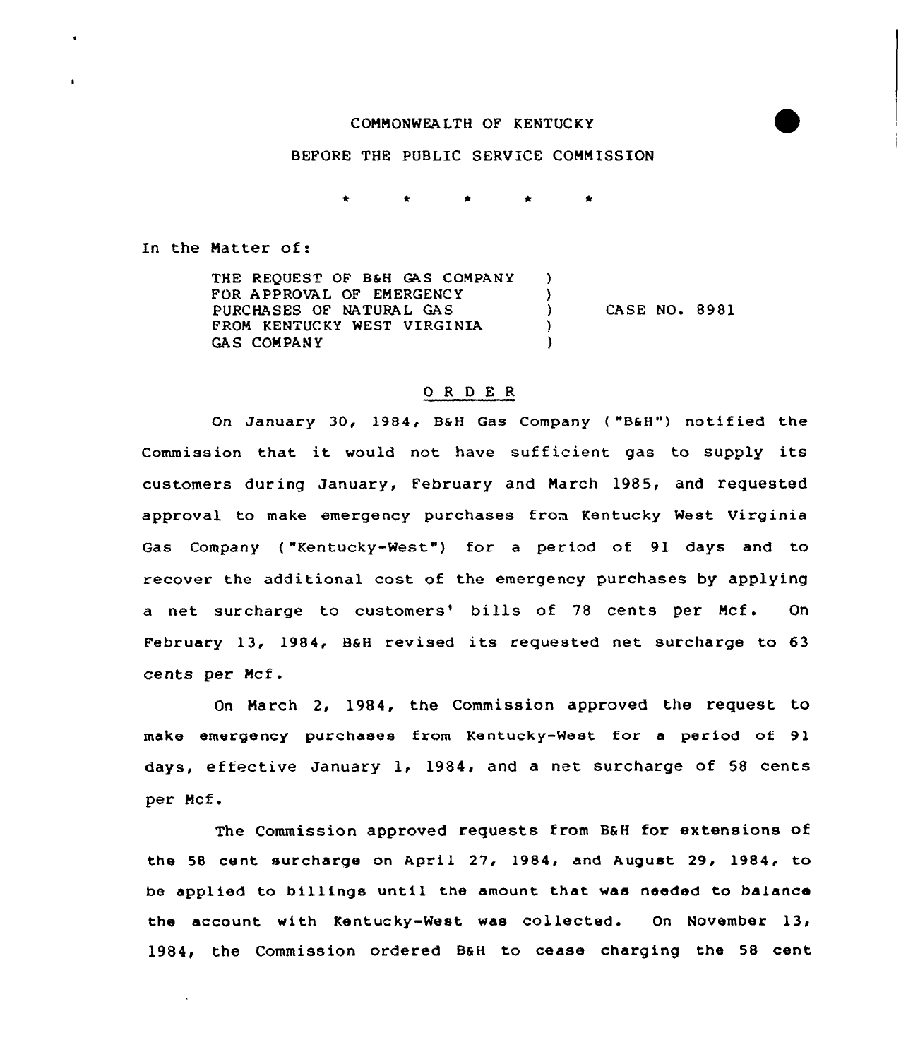COMMONWEALTH OF KENTUCKY

BEFORE THE PUBLIC SERVICE COMMISSION

\* \* \* \* \*

In the Matter of:

| | | |
|---|---|---|
| THE REQUEST OF B&H GAS COMPANY FOR APPROVAL OF EMERGENCY PURCHASES OF NATURAL GAS FROM KENTUCKY WEST VIRGINIA GAS COMPANY | ) ) ) ) ) | CASE NO. 8981 |

## O R D E R

On January 30, 1984, B&H Gas Company ("B&H") notified the Commission that it would not have sufficient gas to supply its customers during January, February and March 1985, and requested approval to make emergency purchases from Kentucky West Virginia Gas Company ("Kentucky-West") for a period of 91 days and to recover the additional cost of the emergency purchases by applying a net surcharge to customers' bills of 78 cents per Mcf. On February 13, 1984, B&H revised its requested net surcharge to 63 cents per Mcf.

On March 2, 1984, the Commission approved the request to make emergency purchases from Kentucky-West for a period of 91 days, effective January 1, 1984, and a net surcharge of 58 cents per Mcf.

The Commission approved requests from B&H for extensions of the 58 cent surcharge on April 27, 1984, and August 29, 1984, to be applied to billings until the amount that was needed to balance the account with Kentucky-West was collected. On November 13, 1984, the Commission ordered B&H to cease charging the 58 cent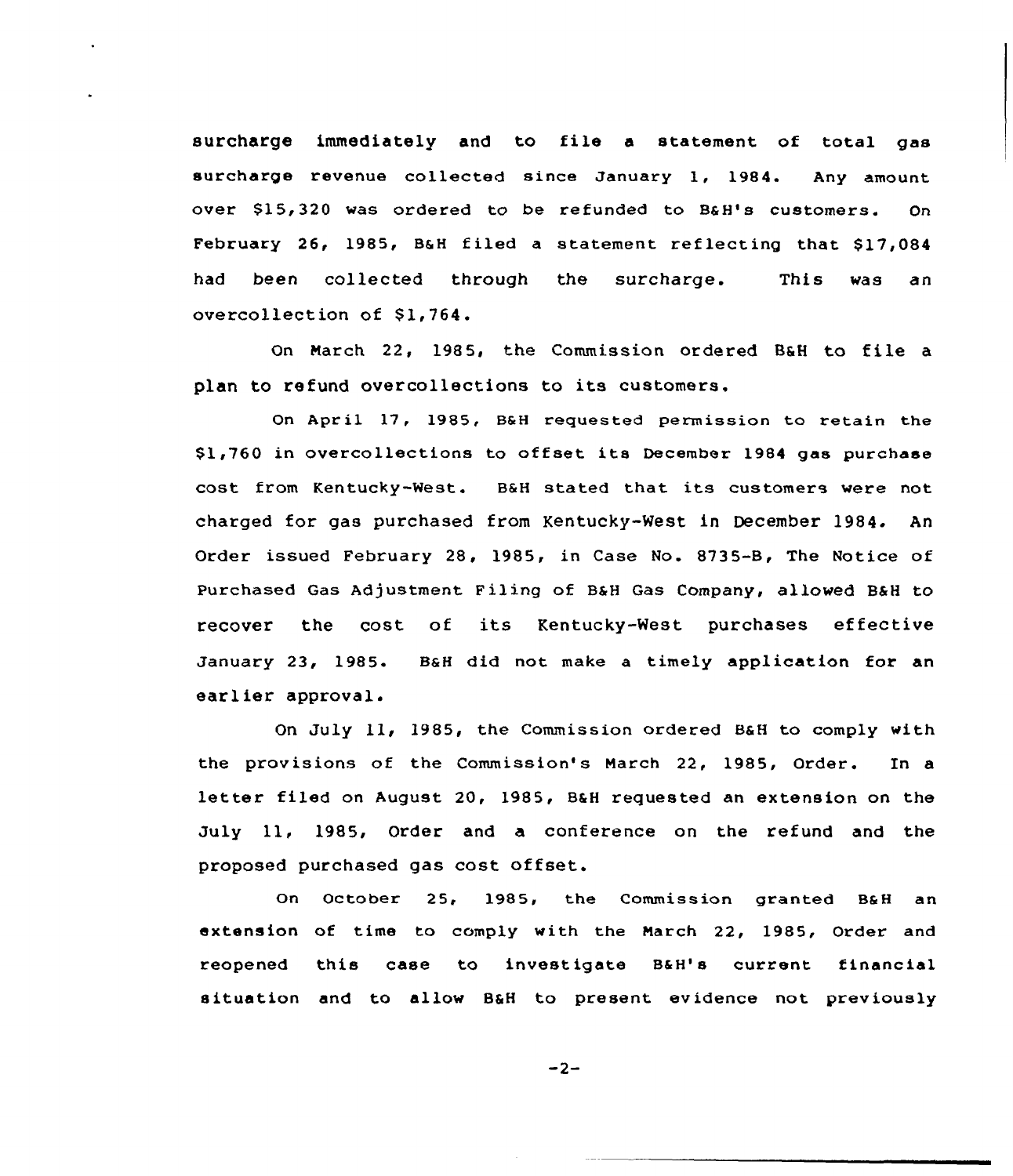surcharge immediately and to file a statement of total gas surcharge revenue collected since January 1, 1984. Any amount over $15,320 was ordered to be refunded to B&H's customers. On February 26, 1985, B&H filed a statement reflecting that $17,084 had been collected through the surcharge. This was an overcollection of $1,764.

On March 22, 1985, the Commission ordered B&H to file a plan to refund overcollections to its customers.

On April 17, 1985, B&H requested permission to retain the $1,760 in overcollections to offset its December 1984 gas purchase cost from Kentucky-West. B&H stated that its customers were not charged for gas purchased from Kentucky-West in December 1984. An Order issued February 28, 1985, in Case No. 8735-B, The Notice of Purchased Gas Adjustment Filing of B&H Gas Company, allowed B&H to recover the cost of its Kentucky-West purchases effective January 23, 1985. B&H did not make a timely application for an earlier approval.

On July 11, 1985, the Commission ordered B&H to comply with the provisions of the Commission's March 22, 1985, Order. In a letter filed on August 20, 1985, B&H requested an extension on the July 11, 1985, Order and a conference on the refund and the proposed purchased gas cost offset.

On October 25, 1985, the Commission granted B&H an extension of time to comply with the March 22, 1985, Order and reopened this case to investigate B&H's current financial situation and to allow B&H to present evidence not previously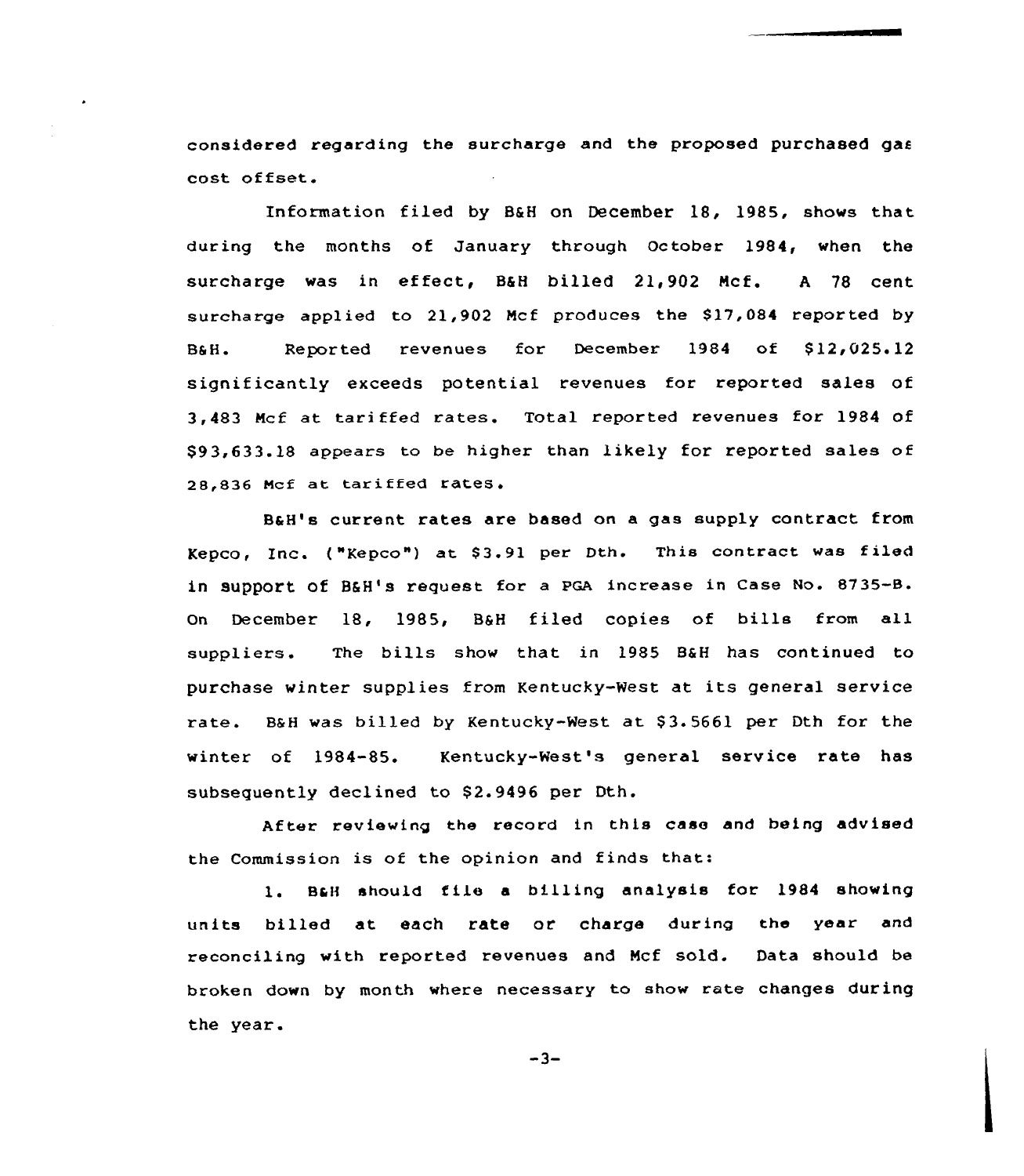considered regarding the surcharge and the proposed purchased gas cost offset.

Information filed by B&H on December 18, 1985, shows that during the months of January through October 1984, when the surcharge was in effect, B&H billed 21,902 Mcf. A 78 cent surcharge applied to 21,902 Mcf produces the $17,084 reported by B&H. Reported revenues for December 1984 of $12,025.12 significantly exceeds potential revenues for reported sales of 3,483 Mcf at tariffed rates. Total reported revenues for 1984 of $93,633.18 appears to be higher than likely for reported sales of 28,836 Mcf at tariffed rates.

B&H's current rates are based on a gas supply contract from Kepco, Inc. ("Kepco") at $3.91 per Dth. This contract was filed in support of B&H's request for a PGA increase in Case No. 8735-B. On December 18, 1985, B&H filed copies of bills from all suppliers. The bills show that in 1985 B&H has continued to purchase winter supplies from Kentucky-West at its general service rate. B&H was billed by Kentucky-West at $3.5661 per Dth for the winter of 1984-85. Kentucky-West's general service rate has subsequently declined to $2.9496 per Dth.

After reviewing the record in this case and being advised the Commission is of the opinion and finds that:

1. B&H should file a billing analysis for 1984 showing units billed at each rate or charge during the year and reconciling with reported revenues and Mcf sold. Data should be broken down by month where necessary to show rate changes during the year.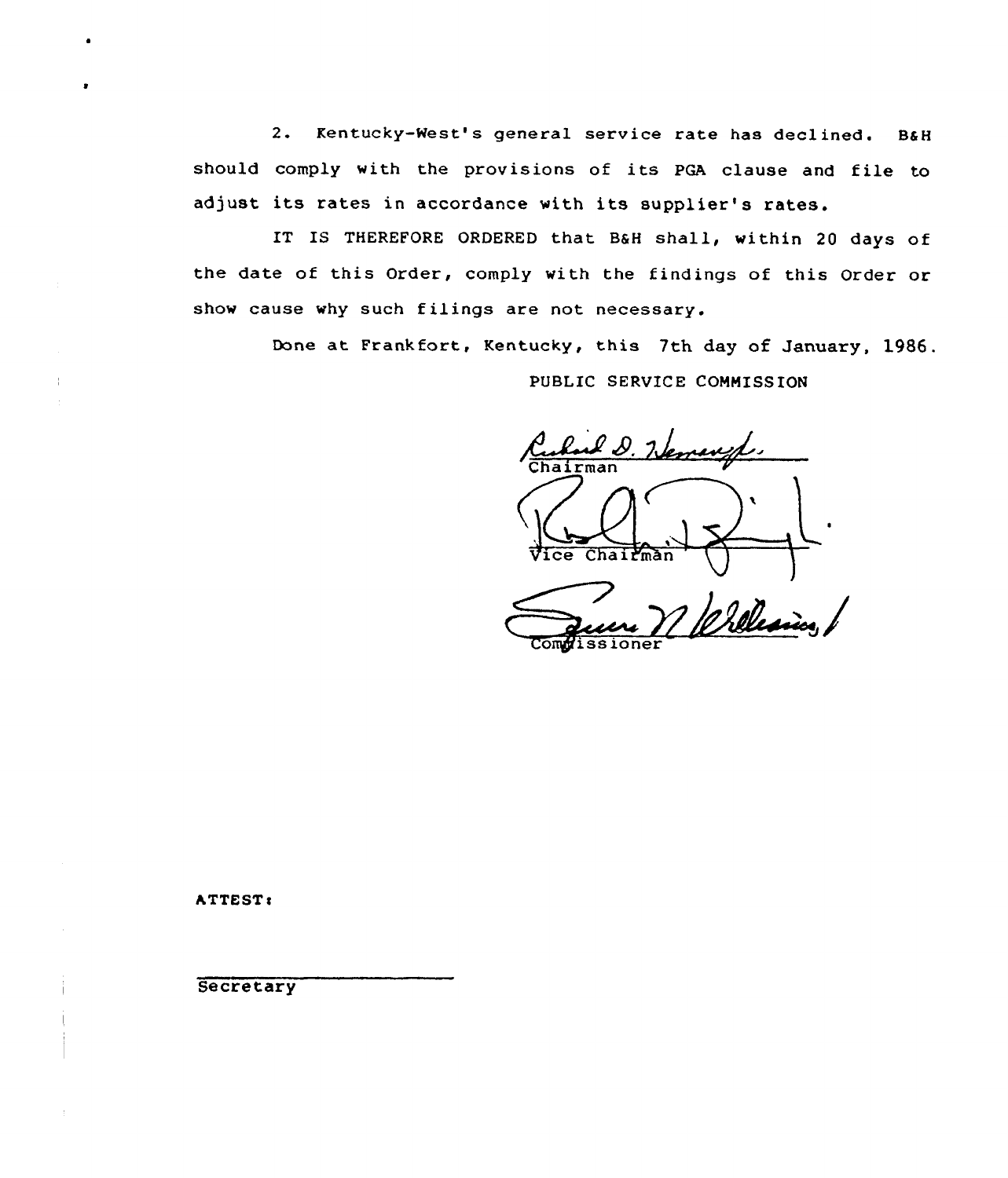2. Kentucky-West's general service rate has declined. B&H should comply with the provisions of its PGA clause and file to adjust its rates in accordance with its supplier's rates.

IT IS THEREFORE ORDERED that B&H shall, within 20 days of the date of this Order, comply with the findings of this Order or show cause why such filings are not necessary.

Done at Frankfort, Kentucky, this 7th day of January, 1986.

PUBLIC SERVICE COMMISSION

Chairman

Vice Chairman

Commissioner

ATTEST:

Secretary